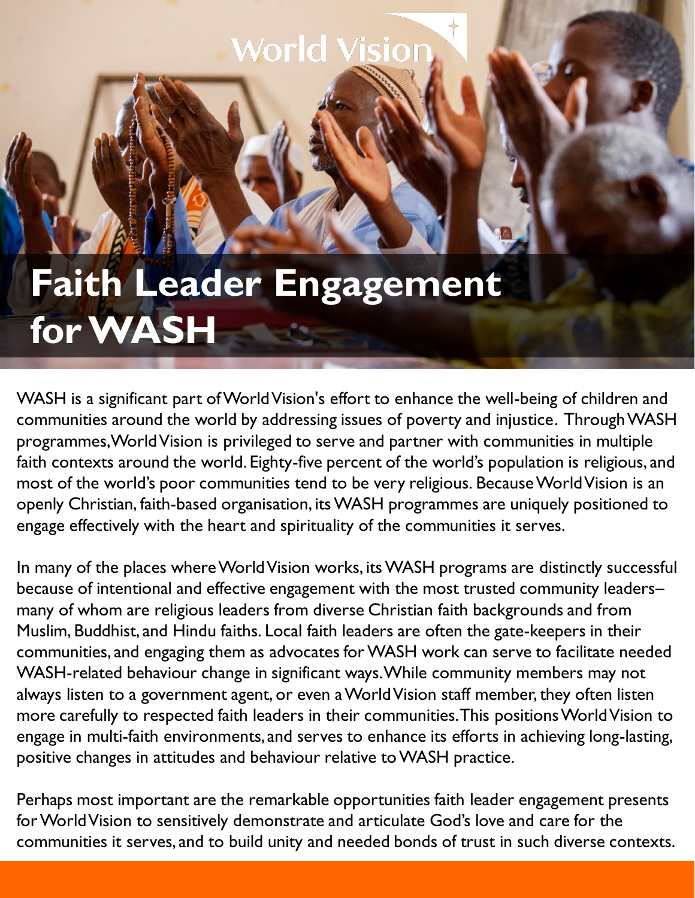# Faith Leader Engagement for WASH

WASH is a significant part of World Vision's effort to enhance the well-being of children and communities around the world by addressing issues of poverty and injustice. Through WASH programmes, World Vision is privileged to serve and partner with communities in multiple faith contexts around the world. Eighty-five percent of the world's population is religious, and most of the world's poor communities tend to be very religious. Because World Vision is an openly Christian, faith-based organisation, its WASH programmes are uniquely positioned to engage effectively with the heart and spirituality of the communities it serves.

In many of the places where World Vision works, its WASH programs are distinctly successful because of intentional and effective engagement with the most trusted community leaders– many of whom are religious leaders from diverse Christian faith backgrounds and from Muslim, Buddhist, and Hindu faiths. Local faith leaders are often the gate-keepers in their communities, and engaging them as advocates for WASH work can serve to facilitate needed WASH-related behaviour change in significant ways. While community members may not always listen to a government agent, or even a World Vision staff member, they often listen more carefully to respected faith leaders in their communities. This positions World Vision to engage in multi-faith environments, and serves to enhance its efforts in achieving long-lasting, positive changes in attitudes and behaviour relative to WASH practice.

Perhaps most important are the remarkable opportunities faith leader engagement presents for World Vision to sensitively demonstrate and articulate God's love and care for the communities it serves, and to build unity and needed bonds of trust in such diverse contexts.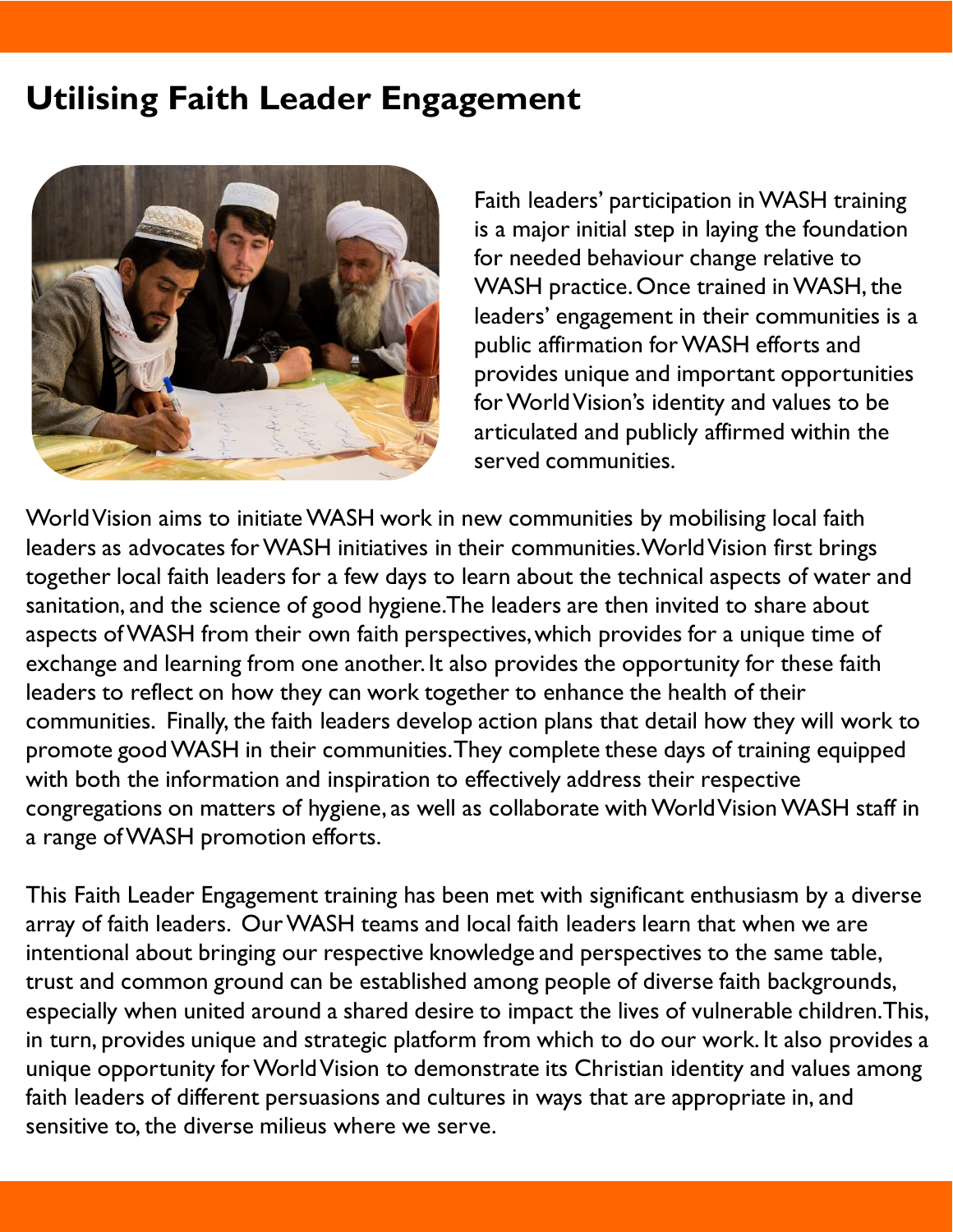## Utilising Faith Leader Engagement

Faith leaders' participation in WASH training is a major initial step in laying the foundation for needed behaviour change relative to WASH practice. Once trained in WASH, the leaders' engagement in their communities is a public affirmation for WASH efforts and provides unique and important opportunities for World Vision's identity and values to be articulated and publicly affirmed within the served communities.

World Vision aims to initiate WASH work in new communities by mobilising local faith leaders as advocates for WASH initiatives in their communities. World Vision first brings together local faith leaders for a few days to learn about the technical aspects of water and sanitation, and the science of good hygiene. The leaders are then invited to share about aspects of WASH from their own faith perspectives, which provides for a unique time of exchange and learning from one another. It also provides the opportunity for these faith leaders to reflect on how they can work together to enhance the health of their communities. Finally, the faith leaders develop action plans that detail how they will work to promote good WASH in their communities. They complete these days of training equipped with both the information and inspiration to effectively address their respective congregations on matters of hygiene, as well as collaborate with World Vision WASH staff in a range of WASH promotion efforts.

This Faith Leader Engagement training has been met with significant enthusiasm by a diverse array of faith leaders. Our WASH teams and local faith leaders learn that when we are intentional about bringing our respective knowledge and perspectives to the same table, trust and common ground can be established among people of diverse faith backgrounds, especially when united around a shared desire to impact the lives of vulnerable children. This, in turn, provides unique and strategic platform from which to do our work. It also provides a unique opportunity for World Vision to demonstrate its Christian identity and values among faith leaders of different persuasions and cultures in ways that are appropriate in, and sensitive to, the diverse milieus where we serve.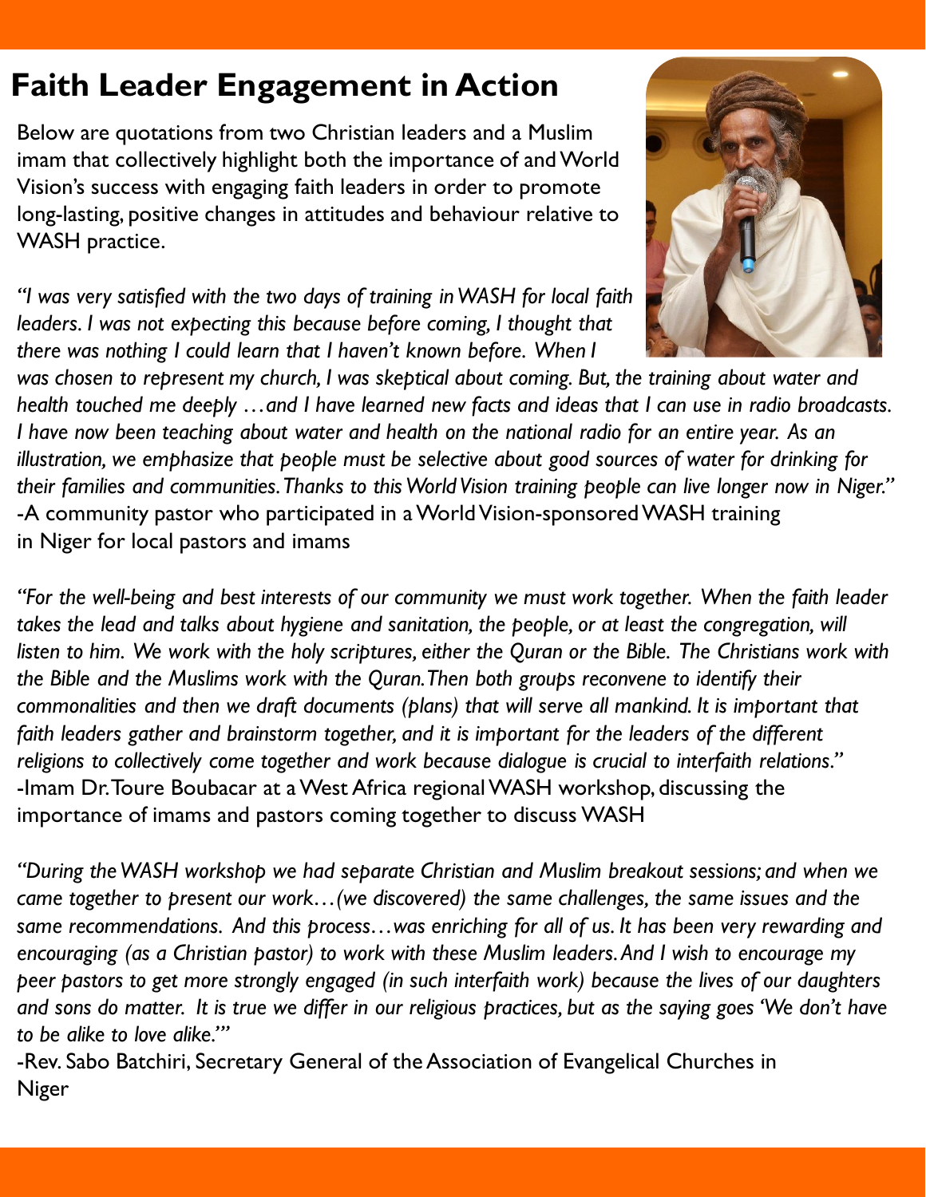# Faith Leader Engagement in Action

Below are quotations from two Christian leaders and a Muslim imam that collectively highlight both the importance of and World Vision's success with engaging faith leaders in order to promote long-lasting, positive changes in attitudes and behaviour relative to WASH practice.

*"I was very satisfied with the two days of training in WASH for local faith leaders. I was not expecting this because before coming, I thought that there was nothing I could learn that I haven't known before. When I was chosen to represent my church, I was skeptical about coming. But, the training about water and health touched me deeply …and I have learned new facts and ideas that I can use in radio broadcasts. I have now been teaching about water and health on the national radio for an entire year. As an illustration, we emphasize that people must be selective about good sources of water for drinking for their families and communities. Thanks to this World Vision training people can live longer now in Niger."*
-A community pastor who participated in a World Vision-sponsored WASH training in Niger for local pastors and imams

*"For the well-being and best interests of our community we must work together. When the faith leader takes the lead and talks about hygiene and sanitation, the people, or at least the congregation, will listen to him. We work with the holy scriptures, either the Quran or the Bible. The Christians work with the Bible and the Muslims work with the Quran. Then both groups reconvene to identify their commonalities and then we draft documents (plans) that will serve all mankind. It is important that faith leaders gather and brainstorm together, and it is important for the leaders of the different religions to collectively come together and work because dialogue is crucial to interfaith relations."*
-Imam Dr. Toure Boubacar at a West Africa regional WASH workshop, discussing the importance of imams and pastors coming together to discuss WASH

*"During the WASH workshop we had separate Christian and Muslim breakout sessions; and when we came together to present our work…(we discovered) the same challenges, the same issues and the same recommendations. And this process…was enriching for all of us. It has been very rewarding and encouraging (as a Christian pastor) to work with these Muslim leaders. And I wish to encourage my peer pastors to get more strongly engaged (in such interfaith work) because the lives of our daughters and sons do matter. It is true we differ in our religious practices, but as the saying goes 'We don't have to be alike to love alike.'"*
-Rev. Sabo Batchiri, Secretary General of the Association of Evangelical Churches in Niger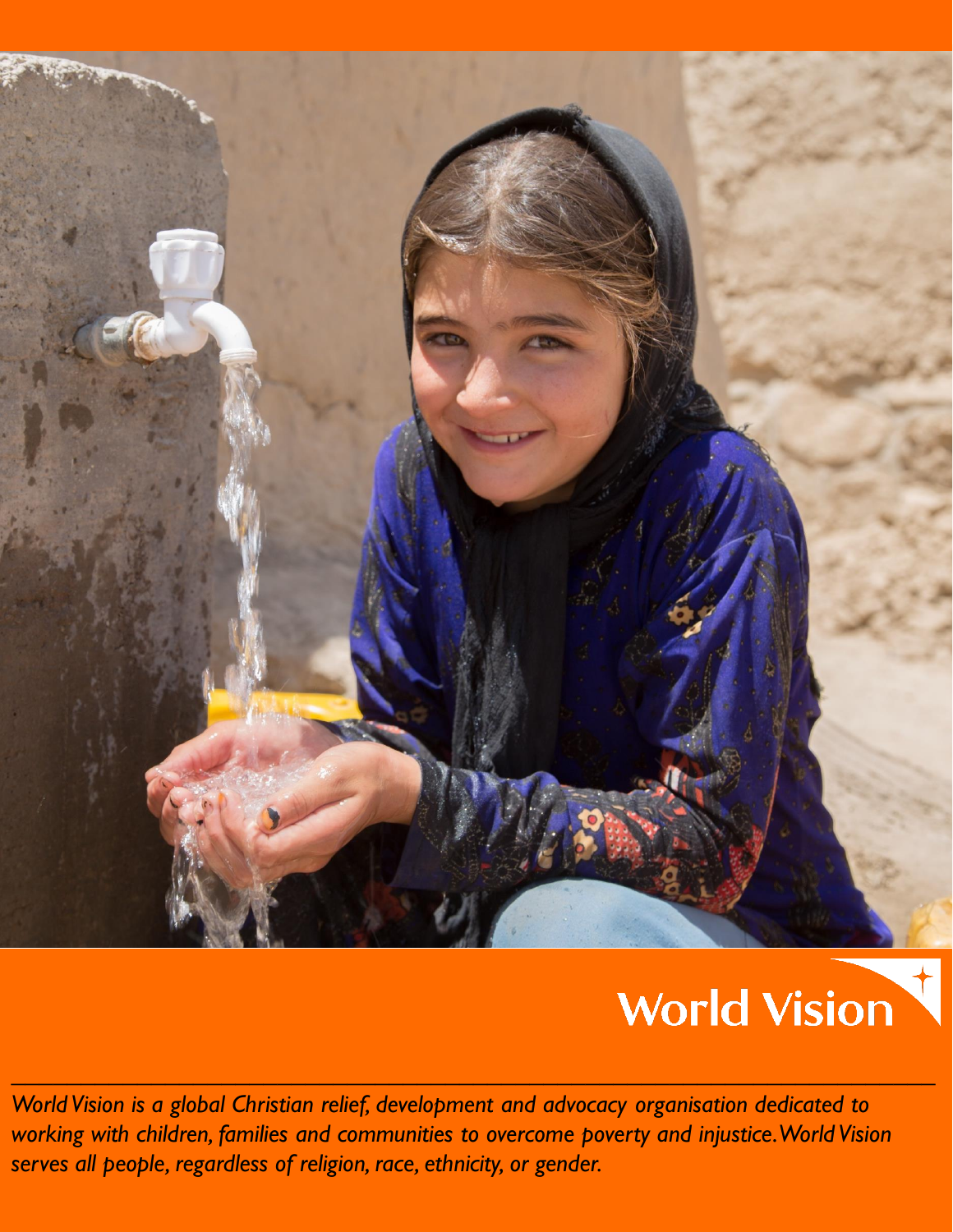World Vision

*World Vision is a global Christian relief, development and advocacy organisation dedicated to working with children, families and communities to overcome poverty and injustice. World Vision serves all people, regardless of religion, race, ethnicity, or gender.*